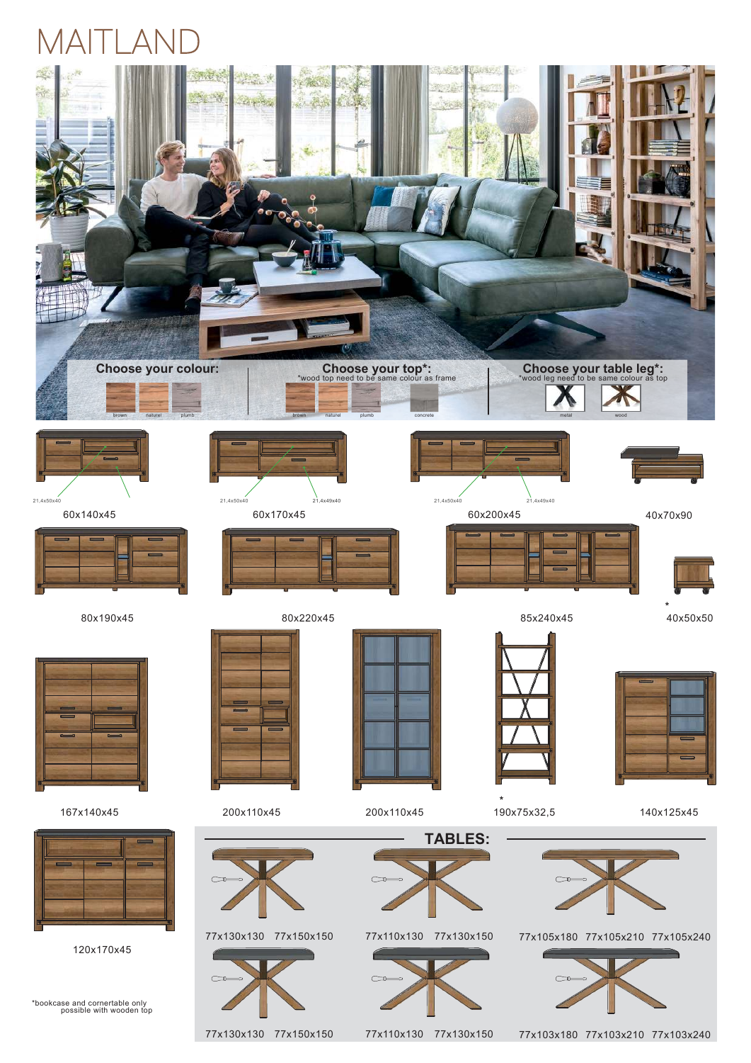# MAITLAND

**Choose your colour:**

brown · naturel · plumb

**Choose your top*:**
*wood top need to be same colour as frame

brown · naturel · plumb · concrete

**Choose your table leg*:**
*wood leg need to be same colour as top

metal · wood

21,4x50x40 · 21,4x50x40 · 21,4x49x40 · 21,4x50x40 · 21,4x49x40

60x140x45

60x170x45

60x200x45

40x70x90

80x190x45

80x220x45

85x240x45

\* 40x50x50

167x140x45

200x110x45

200x110x45

\* 190x75x32,5

140x125x45

120x170x45

## TABLES:

77x130x130 77x150x150

77x110x130 77x130x150

77x105x180 77x105x210 77x105x240

77x130x130 77x150x150

77x110x130 77x130x150

77x103x180 77x103x210 77x103x240

*bookcase and cornertable only possible with wooden top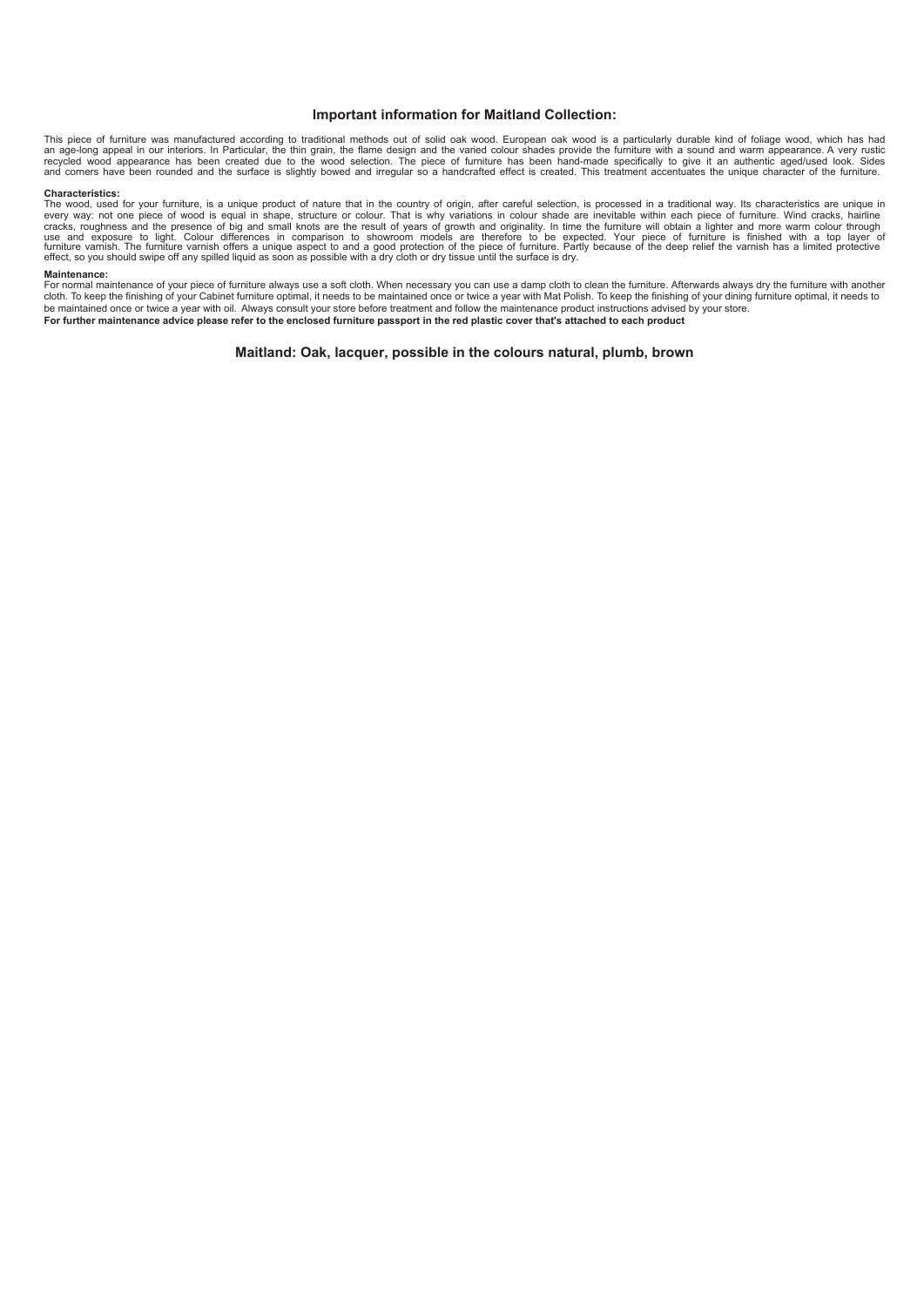## Important information for Maitland Collection:

This piece of furniture was manufactured according to traditional methods out of solid oak wood. European oak wood is a particularly durable kind of foliage wood, which has had an age-long appeal in our interiors. In Particular, the thin grain, the flame design and the varied colour shades provide the furniture with a sound and warm appearance. A very rustic recycled wood appearance has been created due to the wood selection. The piece of furniture has been hand-made specifically to give it an authentic aged/used look. Sides and corners have been rounded and the surface is slightly bowed and irregular so a handcrafted effect is created. This treatment accentuates the unique character of the furniture.

**Characteristics:**
The wood, used for your furniture, is a unique product of nature that in the country of origin, after careful selection, is processed in a traditional way. Its characteristics are unique in every way: not one piece of wood is equal in shape, structure or colour. That is why variations in colour shade are inevitable within each piece of furniture. Wind cracks, hairline cracks, roughness and the presence of big and small knots are the result of years of growth and originality. In time the furniture will obtain a lighter and more warm colour through use and exposure to light. Colour differences in comparison to showroom models are therefore to be expected. Your piece of furniture is finished with a top layer of furniture varnish. The furniture varnish offers a unique aspect to and a good protection of the piece of furniture. Partly because of the deep relief the varnish has a limited protective effect, so you should swipe off any spilled liquid as soon as possible with a dry cloth or dry tissue until the surface is dry.

**Maintenance:**
For normal maintenance of your piece of furniture always use a soft cloth. When necessary you can use a damp cloth to clean the furniture. Afterwards always dry the furniture with another cloth. To keep the finishing of your Cabinet furniture optimal, it needs to be maintained once or twice a year with Mat Polish. To keep the finishing of your dining furniture optimal, it needs to be maintained once or twice a year with oil. Always consult your store before treatment and follow the maintenance product instructions advised by your store.
**For further maintenance advice please refer to the enclosed furniture passport in the red plastic cover that's attached to each product**

**Maitland: Oak, lacquer, possible in the colours natural, plumb, brown**